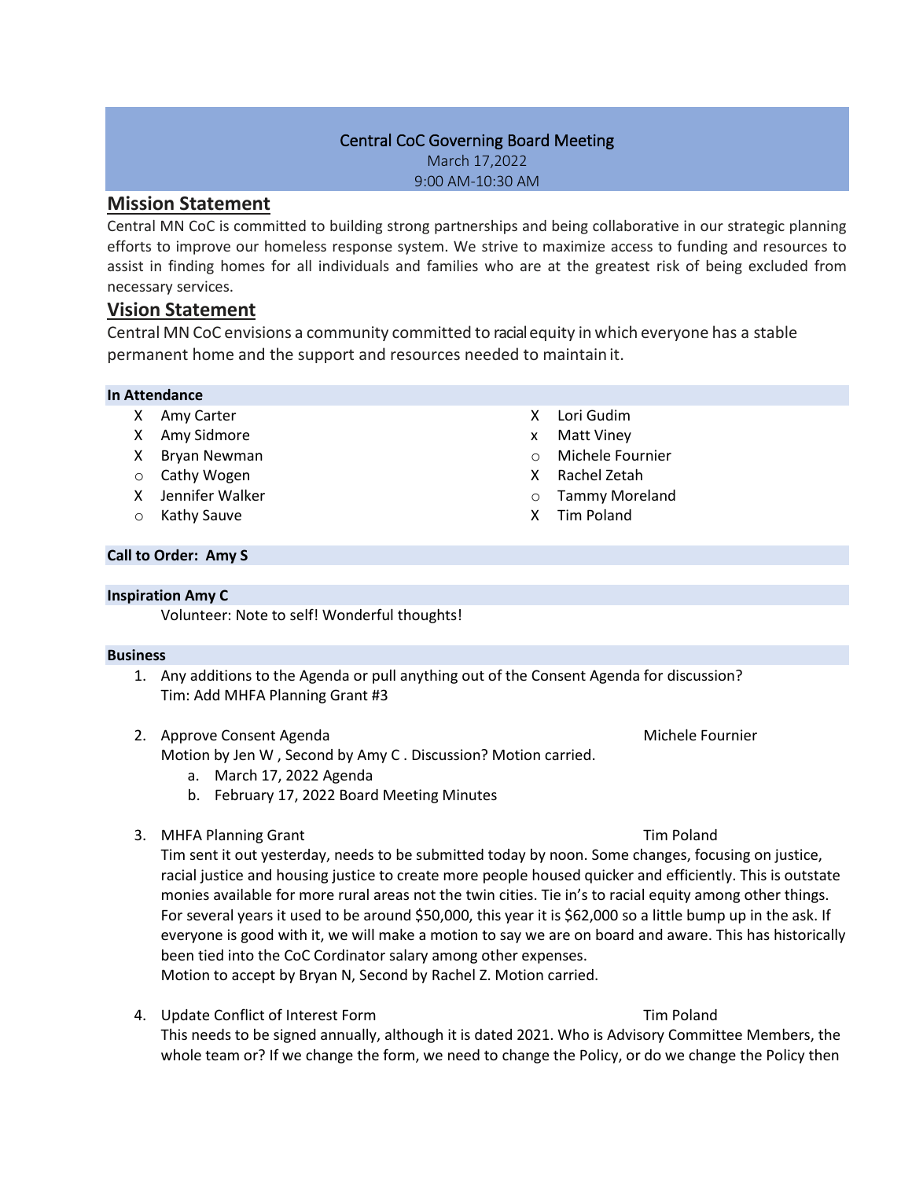# Central CoC Governing Board Meeting

March 17,2022

9:00 AM-10:30 AM

## Mission Statement

Central MN CoC is committed to building strong partnerships and being collaborative in our strategic planning efforts to improve our homeless response system. We strive to maximize access to funding and resources to assist in finding homes for all individuals and families who are at the greatest risk of being excluded from necessary services.

## Vision Statement

Central MN CoC envisions a community committed to racial equity in which everyone has a stable permanent home and the support and resources needed to maintain it.

### In Attendance

| | | | |
|---|---|---|---|
| X | Amy Carter | X | Lori Gudim |
| X | Amy Sidmore | x | Matt Viney |
| X | Bryan Newman | ○ | Michele Fournier |
| ○ | Cathy Wogen | X | Rachel Zetah |
| X | Jennifer Walker | ○ | Tammy Moreland |
| ○ | Kathy Sauve | X | Tim Poland |

### Call to Order: Amy S

### Inspiration Amy C

Volunteer: Note to self! Wonderful thoughts!

### Business

1. Any additions to the Agenda or pull anything out of the Consent Agenda for discussion?
   Tim: Add MHFA Planning Grant #3

2. Approve Consent Agenda — Michele Fournier
   Motion by Jen W , Second by Amy C . Discussion? Motion carried.
   a. March 17, 2022 Agenda
   b. February 17, 2022 Board Meeting Minutes

3. MHFA Planning Grant — Tim Poland
   Tim sent it out yesterday, needs to be submitted today by noon. Some changes, focusing on justice, racial justice and housing justice to create more people housed quicker and efficiently. This is outstate monies available for more rural areas not the twin cities. Tie in's to racial equity among other things. For several years it used to be around $50,000, this year it is $62,000 so a little bump up in the ask. If everyone is good with it, we will make a motion to say we are on board and aware. This has historically been tied into the CoC Cordinator salary among other expenses.
   Motion to accept by Bryan N, Second by Rachel Z. Motion carried.

4. Update Conflict of Interest Form — Tim Poland
   This needs to be signed annually, although it is dated 2021. Who is Advisory Committee Members, the whole team or? If we change the form, we need to change the Policy, or do we change the Policy then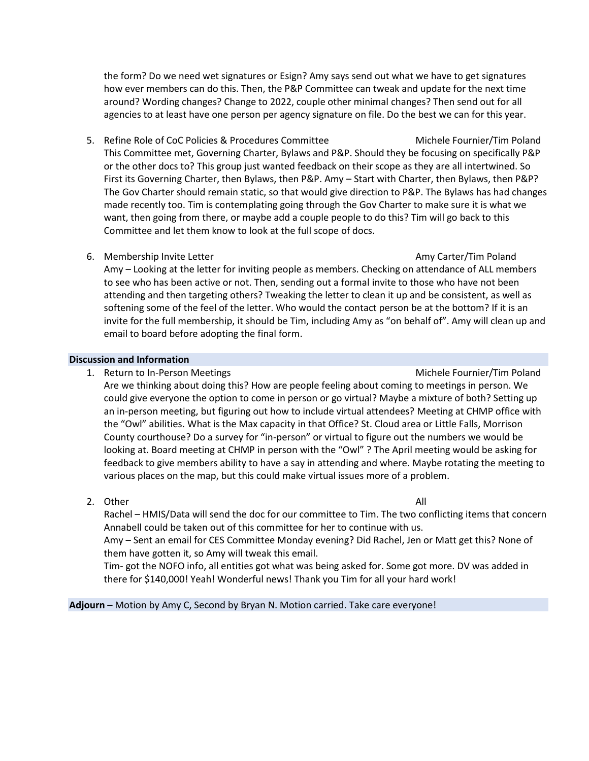the form? Do we need wet signatures or Esign? Amy says send out what we have to get signatures how ever members can do this. Then, the P&P Committee can tweak and update for the next time around? Wording changes? Change to 2022, couple other minimal changes? Then send out for all agencies to at least have one person per agency signature on file. Do the best we can for this year.

5. Refine Role of CoC Policies & Procedures Committee — Michele Fournier/Tim Poland
   This Committee met, Governing Charter, Bylaws and P&P. Should they be focusing on specifically P&P or the other docs to? This group just wanted feedback on their scope as they are all intertwined. So First its Governing Charter, then Bylaws, then P&P. Amy – Start with Charter, then Bylaws, then P&P? The Gov Charter should remain static, so that would give direction to P&P. The Bylaws has had changes made recently too. Tim is contemplating going through the Gov Charter to make sure it is what we want, then going from there, or maybe add a couple people to do this? Tim will go back to this Committee and let them know to look at the full scope of docs.

6. Membership Invite Letter — Amy Carter/Tim Poland
   Amy – Looking at the letter for inviting people as members. Checking on attendance of ALL members to see who has been active or not. Then, sending out a formal invite to those who have not been attending and then targeting others? Tweaking the letter to clean it up and be consistent, as well as softening some of the feel of the letter. Who would the contact person be at the bottom? If it is an invite for the full membership, it should be Tim, including Amy as "on behalf of". Amy will clean up and email to board before adopting the final form.

**Discussion and Information**

1. Return to In-Person Meetings — Michele Fournier/Tim Poland
   Are we thinking about doing this? How are people feeling about coming to meetings in person. We could give everyone the option to come in person or go virtual? Maybe a mixture of both? Setting up an in-person meeting, but figuring out how to include virtual attendees? Meeting at CHMP office with the "Owl" abilities. What is the Max capacity in that Office? St. Cloud area or Little Falls, Morrison County courthouse? Do a survey for "in-person" or virtual to figure out the numbers we would be looking at. Board meeting at CHMP in person with the "Owl" ? The April meeting would be asking for feedback to give members ability to have a say in attending and where. Maybe rotating the meeting to various places on the map, but this could make virtual issues more of a problem.

2. Other — All
   Rachel – HMIS/Data will send the doc for our committee to Tim. The two conflicting items that concern Annabell could be taken out of this committee for her to continue with us.
   Amy – Sent an email for CES Committee Monday evening? Did Rachel, Jen or Matt get this? None of them have gotten it, so Amy will tweak this email.
   Tim- got the NOFO info, all entities got what was being asked for. Some got more. DV was added in there for $140,000! Yeah! Wonderful news! Thank you Tim for all your hard work!

**Adjourn** – Motion by Amy C, Second by Bryan N. Motion carried. Take care everyone!